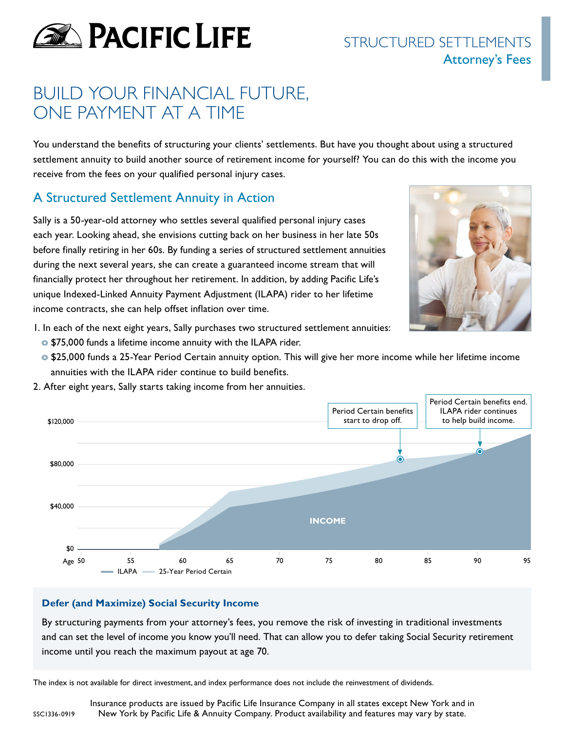# PACIFIC LIFE

STRUCTURED SETTLEMENTS
Attorney's Fees

# BUILD YOUR FINANCIAL FUTURE, ONE PAYMENT AT A TIME

You understand the benefits of structuring your clients' settlements. But have you thought about using a structured settlement annuity to build another source of retirement income for yourself? You can do this with the income you receive from the fees on your qualified personal injury cases.

## A Structured Settlement Annuity in Action

Sally is a 50-year-old attorney who settles several qualified personal injury cases each year. Looking ahead, she envisions cutting back on her business in her late 50s before finally retiring in her 60s. By funding a series of structured settlement annuities during the next several years, she can create a guaranteed income stream that will financially protect her throughout her retirement. In addition, by adding Pacific Life's unique Indexed-Linked Annuity Payment Adjustment (ILAPA) rider to her lifetime income contracts, she can help offset inflation over time.

1. In each of the next eight years, Sally purchases two structured settlement annuities:
   - $75,000 funds a lifetime income annuity with the ILAPA rider.
   - $25,000 funds a 25-Year Period Certain annuity option. This will give her more income while her lifetime income annuities with the ILAPA rider continue to build benefits.
2. After eight years, Sally starts taking income from her annuities.

Period Certain benefits start to drop off.

Period Certain benefits end. ILAPA rider continues to help build income.

$120,000 | $80,000 | $40,000 | $0

Age 50 | 55 | 60 | 65 | 70 | 75 | 80 | 85 | 90 | 95

INCOME

ILAPA | 25-Year Period Certain

### Defer (and Maximize) Social Security Income

By structuring payments from your attorney's fees, you remove the risk of investing in traditional investments and can set the level of income you know you'll need. That can allow you to defer taking Social Security retirement income until you reach the maximum payout at age 70.

The index is not available for direct investment, and index performance does not include the reinvestment of dividends.

SSC1336-0919

Insurance products are issued by Pacific Life Insurance Company in all states except New York and in New York by Pacific Life & Annuity Company. Product availability and features may vary by state.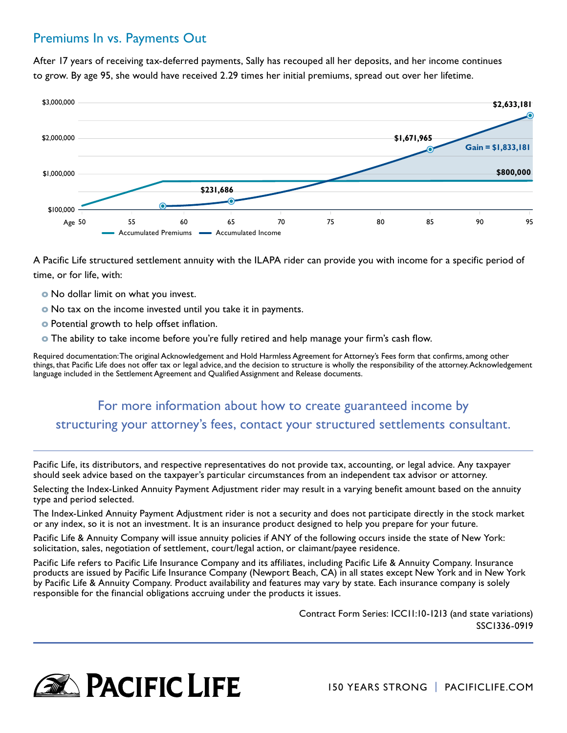## Premiums In vs. Payments Out

After 17 years of receiving tax-deferred payments, Sally has recouped all her deposits, and her income continues to grow. By age 95, she would have received 2.29 times her initial premiums, spread out over her lifetime.

$3,000,000
$2,000,000
$1,000,000
$100,000
Age 50 55 60 65 70 75 80 85 90 95
$2,633,181
$1,671,965
Gain = $1,833,181
$800,000
$231,686
Accumulated Premiums
Accumulated Income

A Pacific Life structured settlement annuity with the ILAPA rider can provide you with income for a specific period of time, or for life, with:

- No dollar limit on what you invest.
- No tax on the income invested until you take it in payments.
- Potential growth to help offset inflation.
- The ability to take income before you're fully retired and help manage your firm's cash flow.

Required documentation: The original Acknowledgement and Hold Harmless Agreement for Attorney's Fees form that confirms, among other things, that Pacific Life does not offer tax or legal advice, and the decision to structure is wholly the responsibility of the attorney. Acknowledgement language included in the Settlement Agreement and Qualified Assignment and Release documents.

### For more information about how to create guaranteed income by structuring your attorney's fees, contact your structured settlements consultant.

---

Pacific Life, its distributors, and respective representatives do not provide tax, accounting, or legal advice. Any taxpayer should seek advice based on the taxpayer's particular circumstances from an independent tax advisor or attorney.

Selecting the Index-Linked Annuity Payment Adjustment rider may result in a varying benefit amount based on the annuity type and period selected.

The Index-Linked Annuity Payment Adjustment rider is not a security and does not participate directly in the stock market or any index, so it is not an investment. It is an insurance product designed to help you prepare for your future.

Pacific Life & Annuity Company will issue annuity policies if ANY of the following occurs inside the state of New York: solicitation, sales, negotiation of settlement, court/legal action, or claimant/payee residence.

Pacific Life refers to Pacific Life Insurance Company and its affiliates, including Pacific Life & Annuity Company. Insurance products are issued by Pacific Life Insurance Company (Newport Beach, CA) in all states except New York and in New York by Pacific Life & Annuity Company. Product availability and features may vary by state. Each insurance company is solely responsible for the financial obligations accruing under the products it issues.

Contract Form Series: ICC11:10-1213 (and state variations)
SSC1336-0919

PACIFIC LIFE

150 YEARS STRONG | PACIFICLIFE.COM